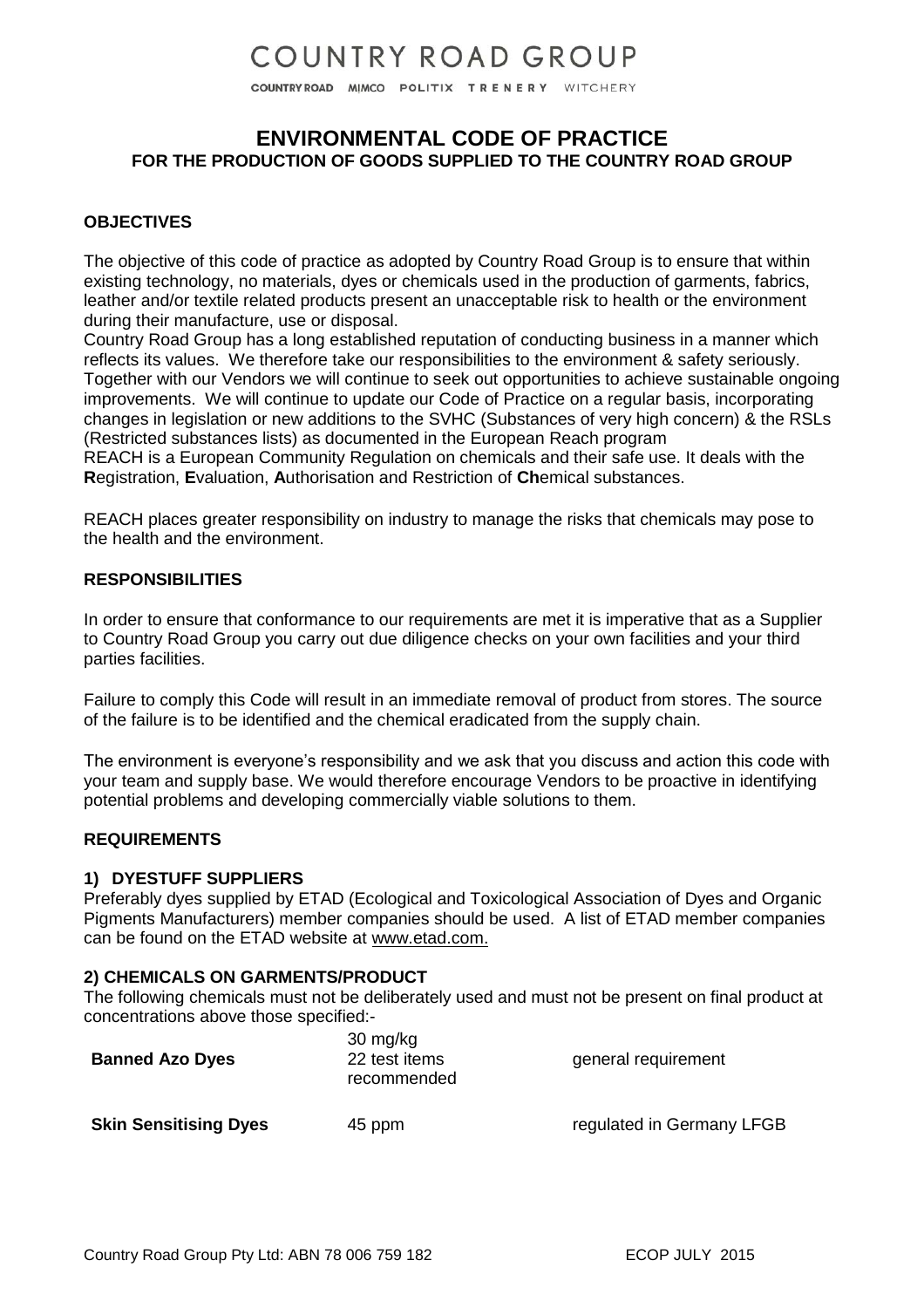# COUNTRY ROAD GROUP

COUNTRY ROAD MIMCO POLITIX TRENERY WITCHERY

## ENVIRONMENTAL CODE OF PRACTICE
### FOR THE PRODUCTION OF GOODS SUPPLIED TO THE COUNTRY ROAD GROUP

**OBJECTIVES**

The objective of this code of practice as adopted by Country Road Group is to ensure that within existing technology, no materials, dyes or chemicals used in the production of garments, fabrics, leather and/or textile related products present an unacceptable risk to health or the environment during their manufacture, use or disposal.

Country Road Group has a long established reputation of conducting business in a manner which reflects its values. We therefore take our responsibilities to the environment & safety seriously. Together with our Vendors we will continue to seek out opportunities to achieve sustainable ongoing improvements. We will continue to update our Code of Practice on a regular basis, incorporating changes in legislation or new additions to the SVHC (Substances of very high concern) & the RSLs (Restricted substances lists) as documented in the European Reach program

REACH is a European Community Regulation on chemicals and their safe use. It deals with the **R**egistration, **E**valuation, **A**uthorisation and Restriction of **Ch**emical substances.

REACH places greater responsibility on industry to manage the risks that chemicals may pose to the health and the environment.

**RESPONSIBILITIES**

In order to ensure that conformance to our requirements are met it is imperative that as a Supplier to Country Road Group you carry out due diligence checks on your own facilities and your third parties facilities.

Failure to comply this Code will result in an immediate removal of product from stores. The source of the failure is to be identified and the chemical eradicated from the supply chain.

The environment is everyone's responsibility and we ask that you discuss and action this code with your team and supply base. We would therefore encourage Vendors to be proactive in identifying potential problems and developing commercially viable solutions to them.

**REQUIREMENTS**

**1) DYESTUFF SUPPLIERS**

Preferably dyes supplied by ETAD (Ecological and Toxicological Association of Dyes and Organic Pigments Manufacturers) member companies should be used. A list of ETAD member companies can be found on the ETAD website at www.etad.com.

**2) CHEMICALS ON GARMENTS/PRODUCT**

The following chemicals must not be deliberately used and must not be present on final product at concentrations above those specified:-

| | | |
|---|---|---|
| **Banned Azo Dyes** | 30 mg/kg 22 test items recommended | general requirement |
| **Skin Sensitising Dyes** | 45 ppm | regulated in Germany LFGB |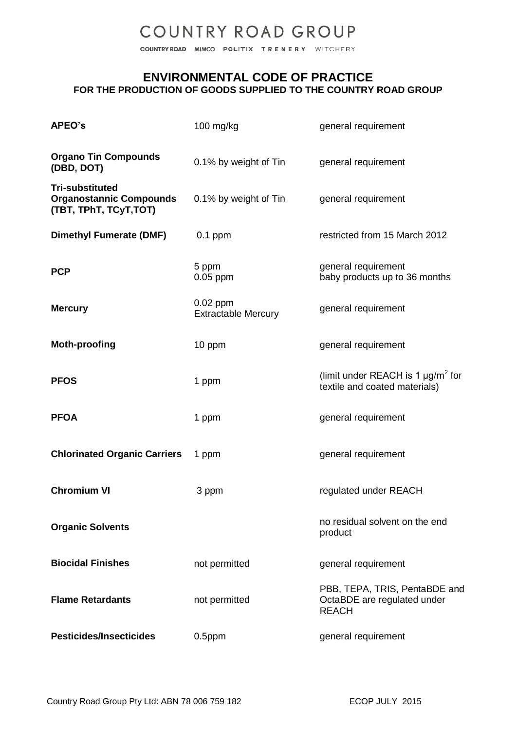# COUNTRY ROAD GROUP

COUNTRY ROAD MIMCO POLITIX TRENERY WITCHERY

## ENVIRONMENTAL CODE OF PRACTICE
### FOR THE PRODUCTION OF GOODS SUPPLIED TO THE COUNTRY ROAD GROUP

| | | |
|---|---|---|
| **APEO's** | 100 mg/kg | general requirement |
| **Organo Tin Compounds (DBD, DOT)** | 0.1% by weight of Tin | general requirement |
| **Tri-substituted Organostannic Compounds (TBT, TPhT, TCyT,TOT)** | 0.1% by weight of Tin | general requirement |
| **Dimethyl Fumerate (DMF)** | 0.1 ppm | restricted from 15 March 2012 |
| **PCP** | 5 ppm<br>0.05 ppm | general requirement<br>baby products up to 36 months |
| **Mercury** | 0.02 ppm Extractable Mercury | general requirement |
| **Moth-proofing** | 10 ppm | general requirement |
| **PFOS** | 1 ppm | (limit under REACH is 1 $\mu g/m^2$ for textile and coated materials) |
| **PFOA** | 1 ppm | general requirement |
| **Chlorinated Organic Carriers** | 1 ppm | general requirement |
| **Chromium VI** | 3 ppm | regulated under REACH |
| **Organic Solvents** | | no residual solvent on the end product |
| **Biocidal Finishes** | not permitted | general requirement |
| **Flame Retardants** | not permitted | PBB, TEPA, TRIS, PentaBDE and OctaBDE are regulated under REACH |
| **Pesticides/Insecticides** | 0.5ppm | general requirement |

Country Road Group Pty Ltd: ABN 78 006 759 182 ECOP JULY 2015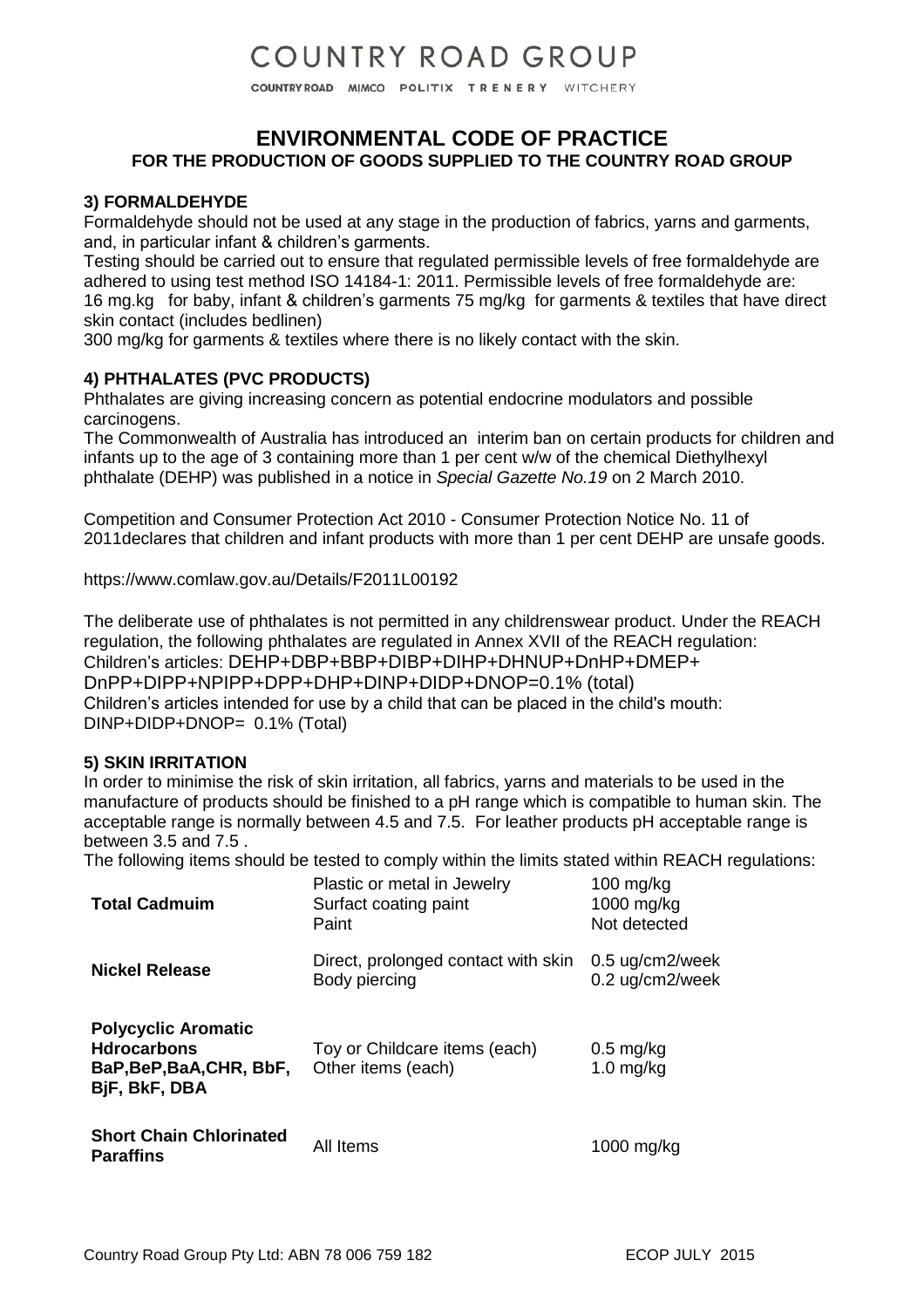# ENVIRONMENTAL CODE OF PRACTICE
## FOR THE PRODUCTION OF GOODS SUPPLIED TO THE COUNTRY ROAD GROUP

### 3) FORMALDEHYDE

Formaldehyde should not be used at any stage in the production of fabrics, yarns and garments, and, in particular infant & children's garments.

Testing should be carried out to ensure that regulated permissible levels of free formaldehyde are adhered to using test method ISO 14184-1: 2011. Permissible levels of free formaldehyde are:
16 mg.kg for baby, infant & children's garments 75 mg/kg for garments & textiles that have direct skin contact (includes bedlinen)
300 mg/kg for garments & textiles where there is no likely contact with the skin.

### 4) PHTHALATES (PVC PRODUCTS)

Phthalates are giving increasing concern as potential endocrine modulators and possible carcinogens.

The Commonwealth of Australia has introduced an interim ban on certain products for children and infants up to the age of 3 containing more than 1 per cent w/w of the chemical Diethylhexyl phthalate (DEHP) was published in a notice in *Special Gazette No.19* on 2 March 2010.

Competition and Consumer Protection Act 2010 - Consumer Protection Notice No. 11 of 2011declares that children and infant products with more than 1 per cent DEHP are unsafe goods.

https://www.comlaw.gov.au/Details/F2011L00192

The deliberate use of phthalates is not permitted in any childrenswear product. Under the REACH regulation, the following phthalates are regulated in Annex XVII of the REACH regulation:
Children's articles: DEHP+DBP+BBP+DIBP+DIHP+DHNUP+DnHP+DMEP+ DnPP+DIPP+NPIPP+DPP+DHP+DINP+DIDP+DNOP=0.1% (total)
Children's articles intended for use by a child that can be placed in the child's mouth: DINP+DIDP+DNOP= 0.1% (Total)

### 5) SKIN IRRITATION

In order to minimise the risk of skin irritation, all fabrics, yarns and materials to be used in the manufacture of products should be finished to a pH range which is compatible to human skin. The acceptable range is normally between 4.5 and 7.5. For leather products pH acceptable range is between 3.5 and 7.5 .

The following items should be tested to comply within the limits stated within REACH regulations:

| | | |
|---|---|---|
| **Total Cadmuim** | Plastic or metal in Jewelry<br>Surfact coating paint<br>Paint | 100 mg/kg<br>1000 mg/kg<br>Not detected |
| **Nickel Release** | Direct, prolonged contact with skin<br>Body piercing | 0.5 ug/cm2/week<br>0.2 ug/cm2/week |
| **Polycyclic Aromatic Hdrocarbons BaP,BeP,BaA,CHR, BbF, BjF, BkF, DBA** | Toy or Childcare items (each)<br>Other items (each) | 0.5 mg/kg<br>1.0 mg/kg |
| **Short Chain Chlorinated Paraffins** | All Items | 1000 mg/kg |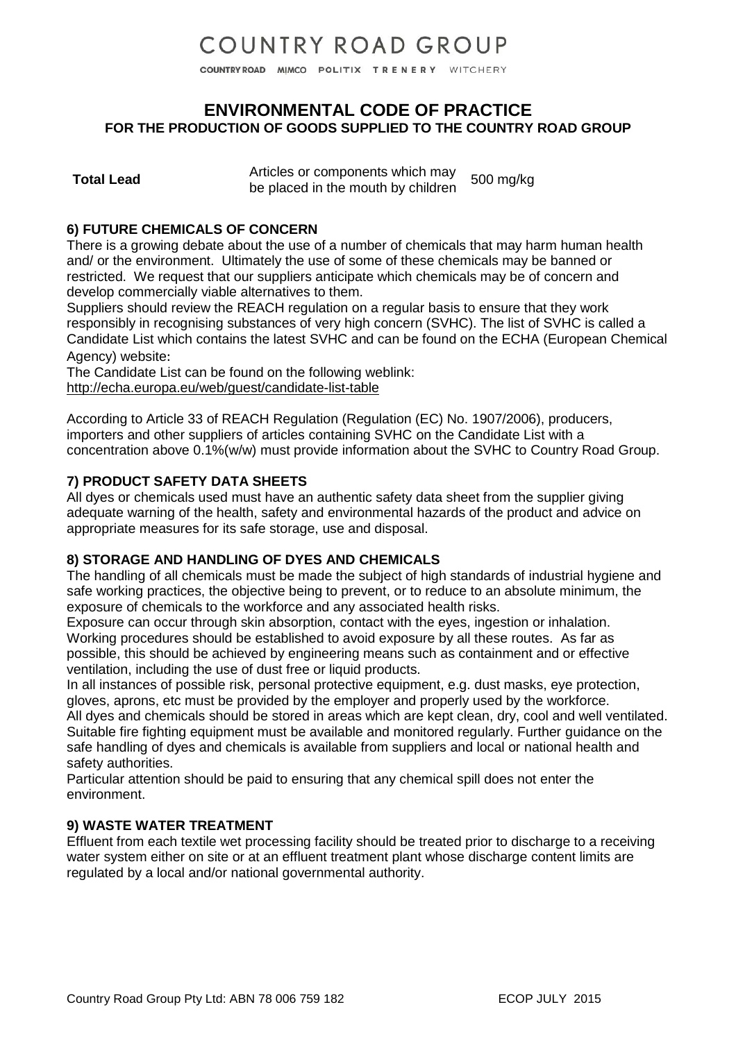# COUNTRY ROAD GROUP

COUNTRY ROAD MIMCO POLITIX TRENERY WITCHERY

## ENVIRONMENTAL CODE OF PRACTICE
### FOR THE PRODUCTION OF GOODS SUPPLIED TO THE COUNTRY ROAD GROUP

| **Total Lead** | Articles or components which may be placed in the mouth by children | 500 mg/kg |
|---|---|---|

**6) FUTURE CHEMICALS OF CONCERN**

There is a growing debate about the use of a number of chemicals that may harm human health and/ or the environment. Ultimately the use of some of these chemicals may be banned or restricted. We request that our suppliers anticipate which chemicals may be of concern and develop commercially viable alternatives to them.

Suppliers should review the REACH regulation on a regular basis to ensure that they work responsibly in recognising substances of very high concern (SVHC). The list of SVHC is called a Candidate List which contains the latest SVHC and can be found on the ECHA (European Chemical Agency) website:

The Candidate List can be found on the following weblink:
http://echa.europa.eu/web/guest/candidate-list-table

According to Article 33 of REACH Regulation (Regulation (EC) No. 1907/2006), producers, importers and other suppliers of articles containing SVHC on the Candidate List with a concentration above 0.1%(w/w) must provide information about the SVHC to Country Road Group.

**7) PRODUCT SAFETY DATA SHEETS**

All dyes or chemicals used must have an authentic safety data sheet from the supplier giving adequate warning of the health, safety and environmental hazards of the product and advice on appropriate measures for its safe storage, use and disposal.

**8) STORAGE AND HANDLING OF DYES AND CHEMICALS**

The handling of all chemicals must be made the subject of high standards of industrial hygiene and safe working practices, the objective being to prevent, or to reduce to an absolute minimum, the exposure of chemicals to the workforce and any associated health risks.

Exposure can occur through skin absorption, contact with the eyes, ingestion or inhalation. Working procedures should be established to avoid exposure by all these routes. As far as possible, this should be achieved by engineering means such as containment and or effective ventilation, including the use of dust free or liquid products.

In all instances of possible risk, personal protective equipment, e.g. dust masks, eye protection, gloves, aprons, etc must be provided by the employer and properly used by the workforce.

All dyes and chemicals should be stored in areas which are kept clean, dry, cool and well ventilated. Suitable fire fighting equipment must be available and monitored regularly. Further guidance on the safe handling of dyes and chemicals is available from suppliers and local or national health and safety authorities.

Particular attention should be paid to ensuring that any chemical spill does not enter the environment.

**9) WASTE WATER TREATMENT**

Effluent from each textile wet processing facility should be treated prior to discharge to a receiving water system either on site or at an effluent treatment plant whose discharge content limits are regulated by a local and/or national governmental authority.

Country Road Group Pty Ltd: ABN 78 006 759 182 ECOP JULY 2015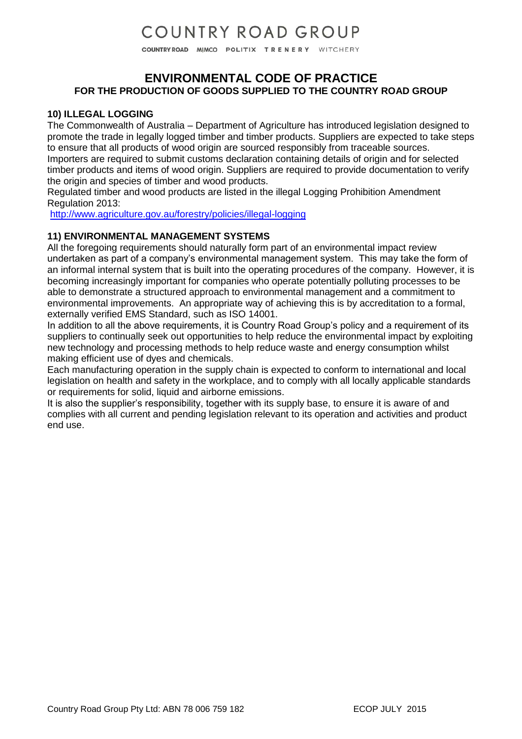# ENVIRONMENTAL CODE OF PRACTICE

## FOR THE PRODUCTION OF GOODS SUPPLIED TO THE COUNTRY ROAD GROUP

### 10) ILLEGAL LOGGING

The Commonwealth of Australia – Department of Agriculture has introduced legislation designed to promote the trade in legally logged timber and timber products. Suppliers are expected to take steps to ensure that all products of wood origin are sourced responsibly from traceable sources. Importers are required to submit customs declaration containing details of origin and for selected timber products and items of wood origin. Suppliers are required to provide documentation to verify the origin and species of timber and wood products.

Regulated timber and wood products are listed in the illegal Logging Prohibition Amendment Regulation 2013:

http://www.agriculture.gov.au/forestry/policies/illegal-logging

### 11) ENVIRONMENTAL MANAGEMENT SYSTEMS

All the foregoing requirements should naturally form part of an environmental impact review undertaken as part of a company's environmental management system. This may take the form of an informal internal system that is built into the operating procedures of the company. However, it is becoming increasingly important for companies who operate potentially polluting processes to be able to demonstrate a structured approach to environmental management and a commitment to environmental improvements. An appropriate way of achieving this is by accreditation to a formal, externally verified EMS Standard, such as ISO 14001.

In addition to all the above requirements, it is Country Road Group's policy and a requirement of its suppliers to continually seek out opportunities to help reduce the environmental impact by exploiting new technology and processing methods to help reduce waste and energy consumption whilst making efficient use of dyes and chemicals.

Each manufacturing operation in the supply chain is expected to conform to international and local legislation on health and safety in the workplace, and to comply with all locally applicable standards or requirements for solid, liquid and airborne emissions.

It is also the supplier's responsibility, together with its supply base, to ensure it is aware of and complies with all current and pending legislation relevant to its operation and activities and product end use.